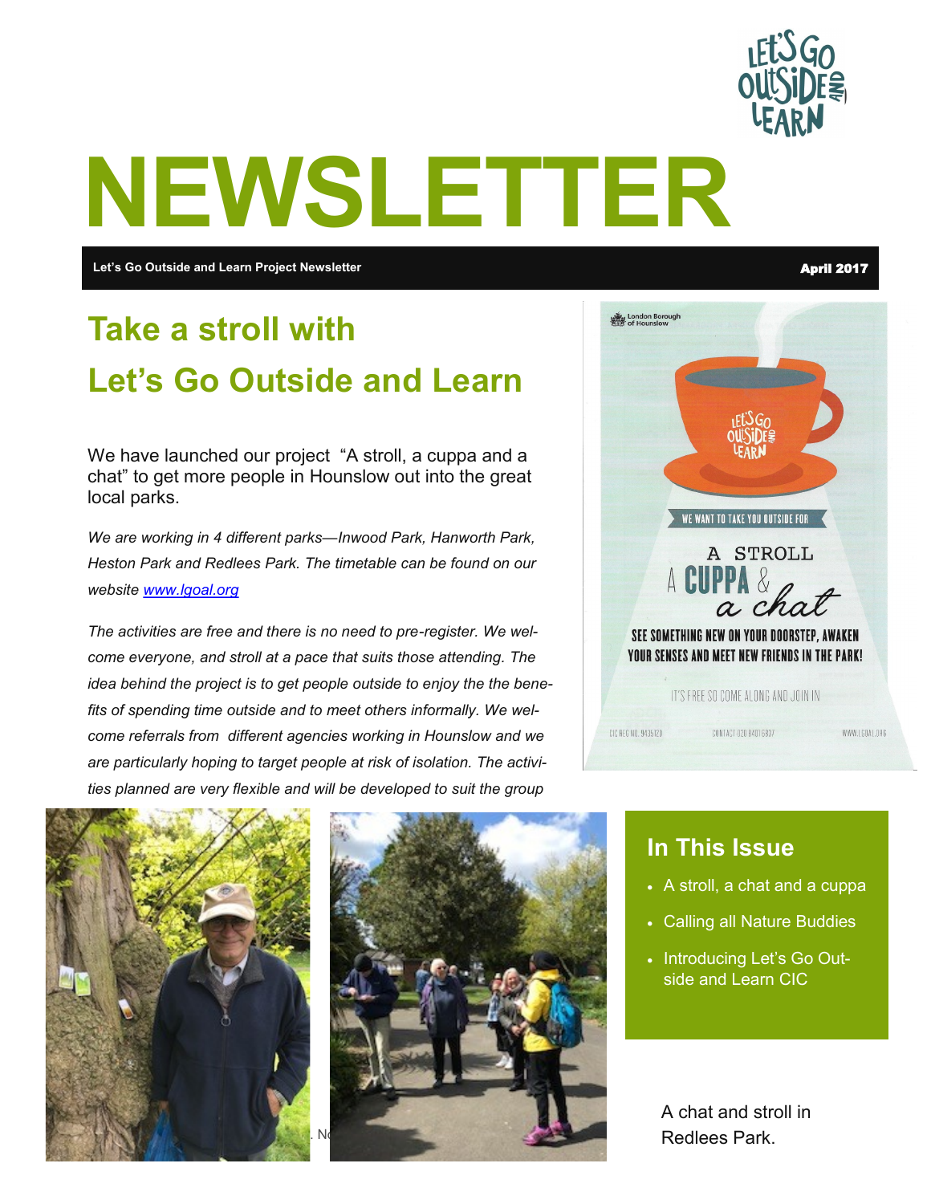# NEWSLETTER

**Let's Go Outside and Learn Project Newsletter** **April 2017**

## Take a stroll with Let's Go Outside and Learn

We have launched our project "A stroll, a cuppa and a chat" to get more people in Hounslow out into the great local parks.

*We are working in 4 different parks—Inwood Park, Hanworth Park, Heston Park and Redlees Park. The timetable can be found on our website [www.lgoal.org](www.lgoal.org)*

*The activities are free and there is no need to pre-register. We welcome everyone, and stroll at a pace that suits those attending. The idea behind the project is to get people outside to enjoy the the benefits of spending time outside and to meet others informally. We welcome referrals from different agencies working in Hounslow and we are particularly hoping to target people at risk of isolation. The activities planned are very flexible and will be developed to suit the group*

London Borough of Hounslow

WE WANT TO TAKE YOU OUTSIDE FOR

A STROLL

A CUPPA & a chat

SEE SOMETHING NEW ON YOUR DOORSTEP, AWAKEN YOUR SENSES AND MEET NEW FRIENDS IN THE PARK!

IT'S FREE SO COME ALONG AND JOIN IN

CIC REG NO. 9435120 CONTACT 020 84015837 WWW.LGOAL.ORG

## In This Issue

- A stroll, a chat and a cuppa
- Calling all Nature Buddies
- Introducing Let's Go Outside and Learn CIC

A chat and stroll in Redlees Park.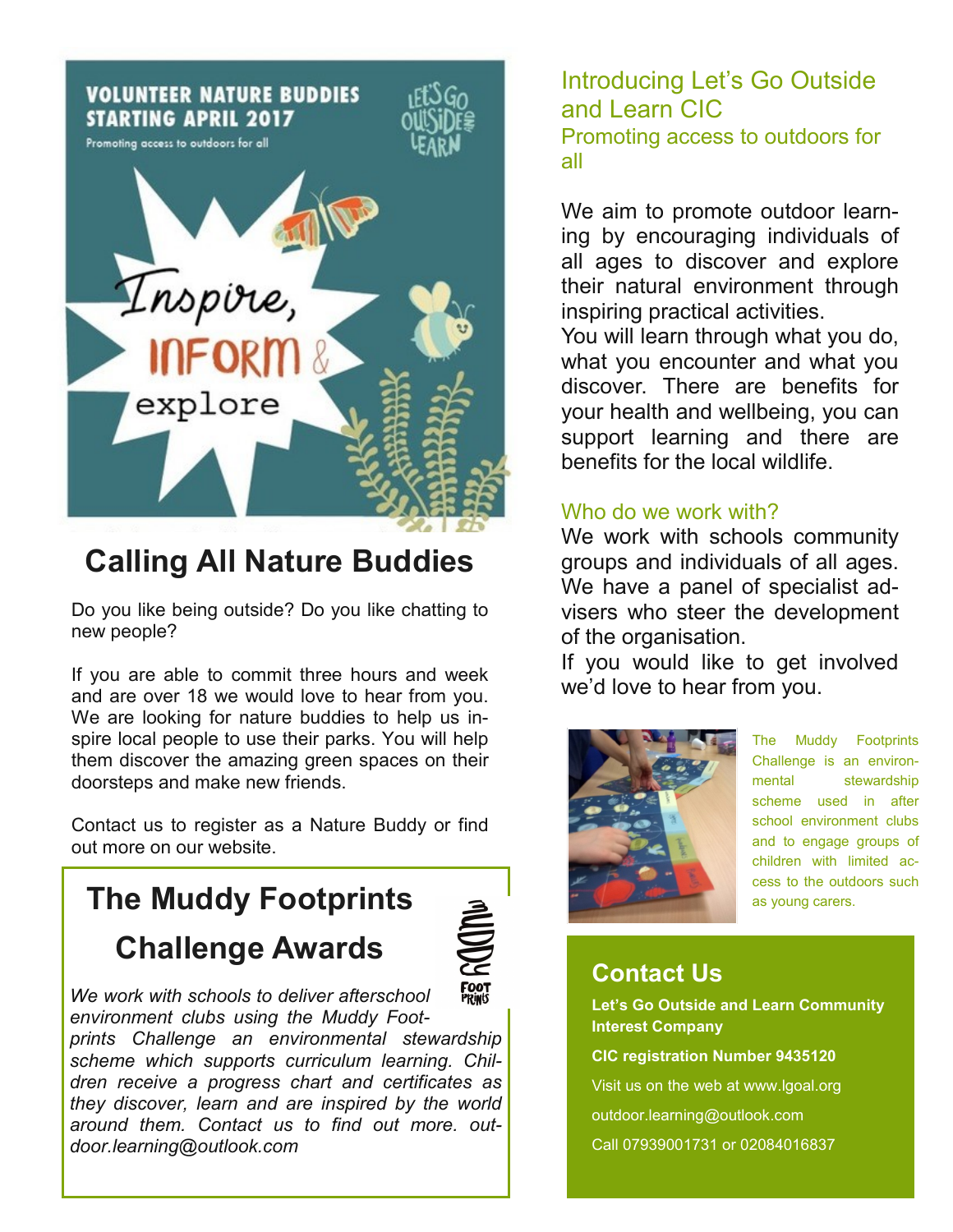VOLUNTEER NATURE BUDDIES
STARTING APRIL 2017

Promoting access to outdoors for all

Inspire, INFORM & explore

## Calling All Nature Buddies

Do you like being outside? Do you like chatting to new people?

If you are able to commit three hours and week and are over 18 we would love to hear from you. We are looking for nature buddies to help us inspire local people to use their parks. You will help them discover the amazing green spaces on their doorsteps and make new friends.

Contact us to register as a Nature Buddy or find out more on our website.

## The Muddy Footprints Challenge Awards

*We work with schools to deliver afterschool environment clubs using the Muddy Footprints Challenge an environmental stewardship scheme which supports curriculum learning. Children receive a progress chart and certificates as they discover, learn and are inspired by the world around them. Contact us to find out more. outdoor.learning@outlook.com*

## Introducing Let's Go Outside and Learn CIC

### Promoting access to outdoors for all

We aim to promote outdoor learning by encouraging individuals of all ages to discover and explore their natural environment through inspiring practical activities.
You will learn through what you do, what you encounter and what you discover. There are benefits for your health and wellbeing, you can support learning and there are benefits for the local wildlife.

### Who do we work with?

We work with schools community groups and individuals of all ages. We have a panel of specialist advisers who steer the development of the organisation.
If you would like to get involved we'd love to hear from you.

The Muddy Footprints Challenge is an environmental stewardship scheme used in after school environment clubs and to engage groups of children with limited access to the outdoors such as young carers.

## Contact Us

**Let's Go Outside and Learn Community Interest Company**

**CIC registration Number 9435120**

Visit us on the web at www.lgoal.org

outdoor.learning@outlook.com

Call 07939001731 or 02084016837